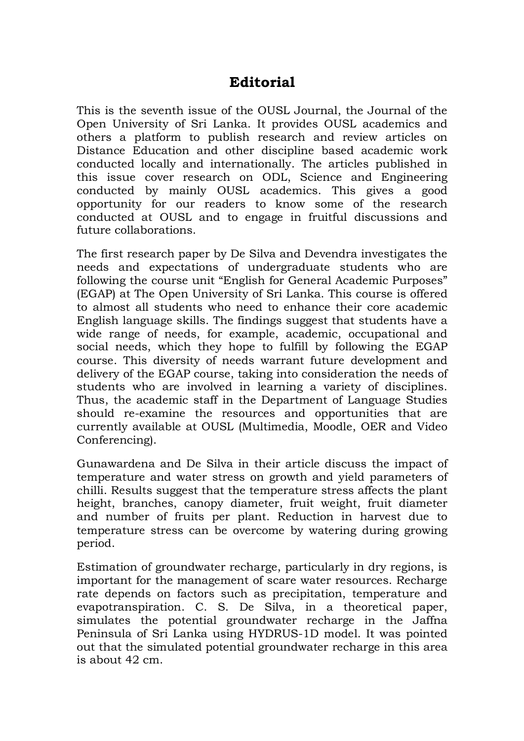# Editorial

This is the seventh issue of the OUSL Journal, the Journal of the Open University of Sri Lanka. It provides OUSL academics and others a platform to publish research and review articles on Distance Education and other discipline based academic work conducted locally and internationally. The articles published in this issue cover research on ODL, Science and Engineering conducted by mainly OUSL academics. This gives a good opportunity for our readers to know some of the research conducted at OUSL and to engage in fruitful discussions and future collaborations.

The first research paper by De Silva and Devendra investigates the needs and expectations of undergraduate students who are following the course unit "English for General Academic Purposes" (EGAP) at The Open University of Sri Lanka. This course is offered to almost all students who need to enhance their core academic English language skills. The findings suggest that students have a wide range of needs, for example, academic, occupational and social needs, which they hope to fulfill by following the EGAP course. This diversity of needs warrant future development and delivery of the EGAP course, taking into consideration the needs of students who are involved in learning a variety of disciplines. Thus, the academic staff in the Department of Language Studies should re-examine the resources and opportunities that are currently available at OUSL (Multimedia, Moodle, OER and Video Conferencing).

Gunawardena and De Silva in their article discuss the impact of temperature and water stress on growth and yield parameters of chilli. Results suggest that the temperature stress affects the plant height, branches, canopy diameter, fruit weight, fruit diameter and number of fruits per plant. Reduction in harvest due to temperature stress can be overcome by watering during growing period.

Estimation of groundwater recharge, particularly in dry regions, is important for the management of scare water resources. Recharge rate depends on factors such as precipitation, temperature and evapotranspiration. C. S. De Silva, in a theoretical paper, simulates the potential groundwater recharge in the Jaffna Peninsula of Sri Lanka using HYDRUS-1D model. It was pointed out that the simulated potential groundwater recharge in this area is about 42 cm.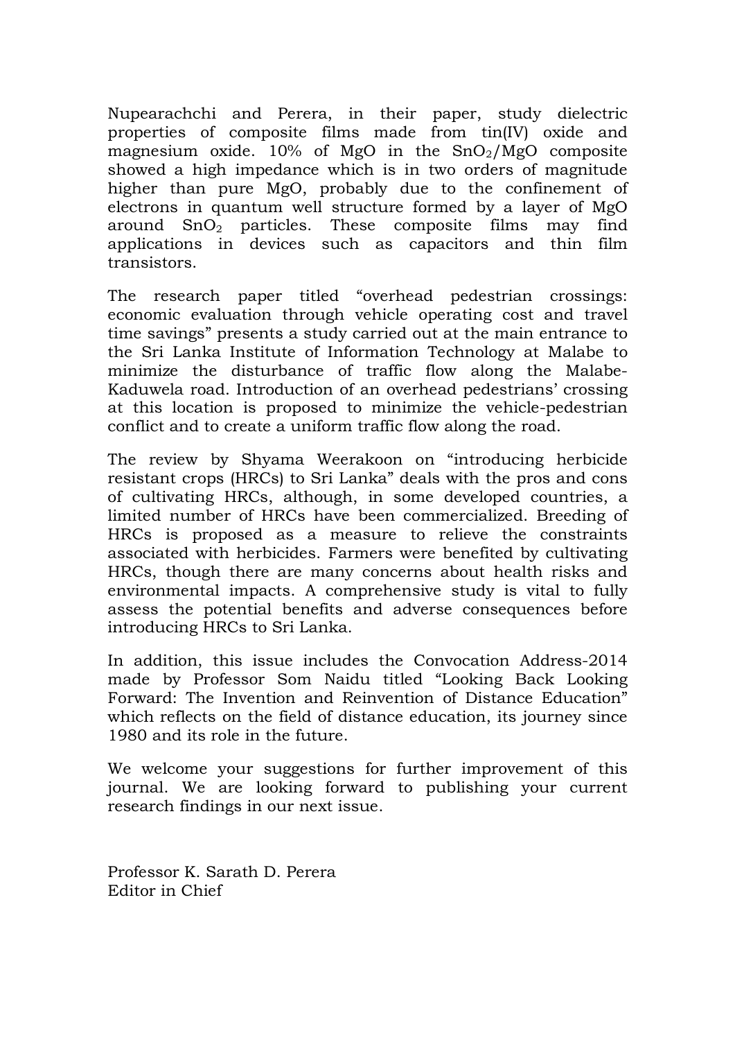Nupearachchi and Perera, in their paper, study dielectric properties of composite films made from tin(IV) oxide and magnesium oxide. 10% of MgO in the $SnO_2$/MgO composite showed a high impedance which is in two orders of magnitude higher than pure MgO, probably due to the confinement of electrons in quantum well structure formed by a layer of MgO around $SnO_2$ particles. These composite films may find applications in devices such as capacitors and thin film transistors.

The research paper titled "overhead pedestrian crossings: economic evaluation through vehicle operating cost and travel time savings" presents a study carried out at the main entrance to the Sri Lanka Institute of Information Technology at Malabe to minimize the disturbance of traffic flow along the Malabe-Kaduwela road. Introduction of an overhead pedestrians' crossing at this location is proposed to minimize the vehicle-pedestrian conflict and to create a uniform traffic flow along the road.

The review by Shyama Weerakoon on "introducing herbicide resistant crops (HRCs) to Sri Lanka" deals with the pros and cons of cultivating HRCs, although, in some developed countries, a limited number of HRCs have been commercialized. Breeding of HRCs is proposed as a measure to relieve the constraints associated with herbicides. Farmers were benefited by cultivating HRCs, though there are many concerns about health risks and environmental impacts. A comprehensive study is vital to fully assess the potential benefits and adverse consequences before introducing HRCs to Sri Lanka.

In addition, this issue includes the Convocation Address-2014 made by Professor Som Naidu titled "Looking Back Looking Forward: The Invention and Reinvention of Distance Education" which reflects on the field of distance education, its journey since 1980 and its role in the future.

We welcome your suggestions for further improvement of this journal. We are looking forward to publishing your current research findings in our next issue.

Professor K. Sarath D. Perera  
Editor in Chief